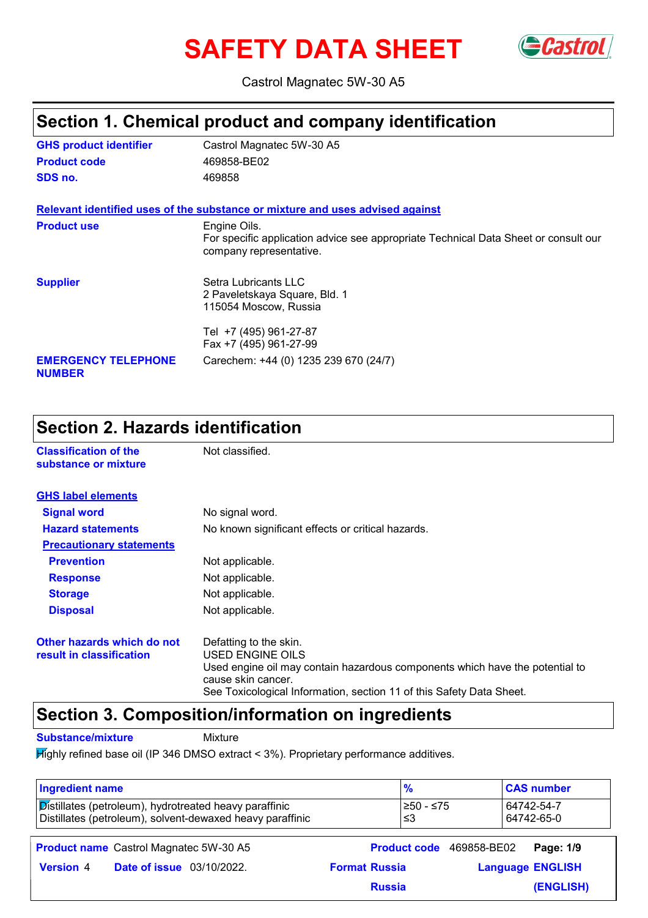# SAFETY DATA SHEET

Castrol Magnatec 5W-30 A5

## Section 1. Chemical product and company identification

**GHS product identifier** Castrol Magnatec 5W-30 A5

**Product code** 469858-BE02

**SDS no.** 469858

**Relevant identified uses of the substance or mixture and uses advised against**

**Product use** Engine Oils.
For specific application advice see appropriate Technical Data Sheet or consult our company representative.

**Supplier** Setra Lubricants LLC
2 Paveletskaya Square, Bld. 1
115054 Moscow, Russia

Tel +7 (495) 961-27-87
Fax +7 (495) 961-27-99

**EMERGENCY TELEPHONE NUMBER** Carechem: +44 (0) 1235 239 670 (24/7)

## Section 2. Hazards identification

**Classification of the substance or mixture** Not classified.

**GHS label elements**

**Signal word** No signal word.

**Hazard statements** No known significant effects or critical hazards.

**Precautionary statements**

**Prevention** Not applicable.

**Response** Not applicable.

**Storage** Not applicable.

**Disposal** Not applicable.

**Other hazards which do not result in classification** Defatting to the skin.
USED ENGINE OILS
Used engine oil may contain hazardous components which have the potential to cause skin cancer.
See Toxicological Information, section 11 of this Safety Data Sheet.

## Section 3. Composition/information on ingredients

**Substance/mixture** Mixture

Highly refined base oil (IP 346 DMSO extract < 3%). Proprietary performance additives.

| Ingredient name | % | CAS number |
|---|---|---|
| Distillates (petroleum), hydrotreated heavy paraffinic | ≥50 - ≤75 | 64742-54-7 |
| Distillates (petroleum), solvent-dewaxed heavy paraffinic | ≤3 | 64742-65-0 |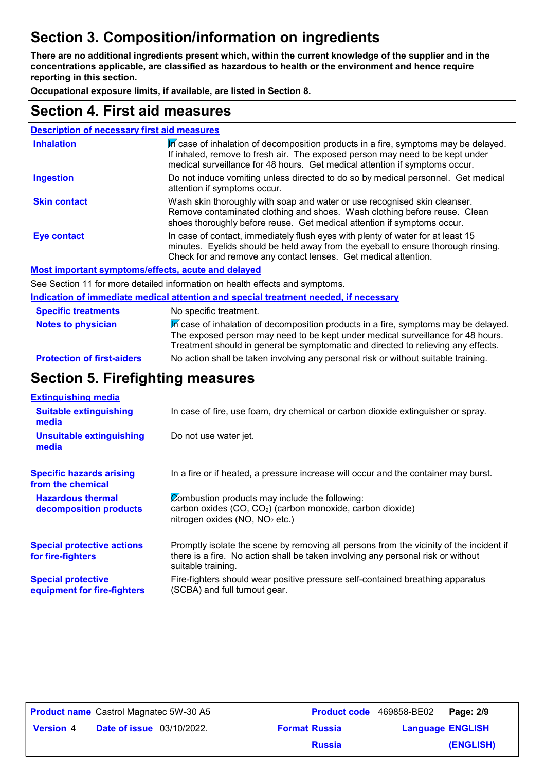## Section 3. Composition/information on ingredients

**There are no additional ingredients present which, within the current knowledge of the supplier and in the concentrations applicable, are classified as hazardous to health or the environment and hence require reporting in this section.**

**Occupational exposure limits, if available, are listed in Section 8.**

## Section 4. First aid measures

### Description of necessary first aid measures

| | |
|---|---|
| **Inhalation** | In case of inhalation of decomposition products in a fire, symptoms may be delayed. If inhaled, remove to fresh air. The exposed person may need to be kept under medical surveillance for 48 hours. Get medical attention if symptoms occur. |
| **Ingestion** | Do not induce vomiting unless directed to do so by medical personnel. Get medical attention if symptoms occur. |
| **Skin contact** | Wash skin thoroughly with soap and water or use recognised skin cleanser. Remove contaminated clothing and shoes. Wash clothing before reuse. Clean shoes thoroughly before reuse. Get medical attention if symptoms occur. |
| **Eye contact** | In case of contact, immediately flush eyes with plenty of water for at least 15 minutes. Eyelids should be held away from the eyeball to ensure thorough rinsing. Check for and remove any contact lenses. Get medical attention. |

### Most important symptoms/effects, acute and delayed

See Section 11 for more detailed information on health effects and symptoms.

### Indication of immediate medical attention and special treatment needed, if necessary

| | |
|---|---|
| **Specific treatments** | No specific treatment. |
| **Notes to physician** | In case of inhalation of decomposition products in a fire, symptoms may be delayed. The exposed person may need to be kept under medical surveillance for 48 hours. Treatment should in general be symptomatic and directed to relieving any effects. |
| **Protection of first-aiders** | No action shall be taken involving any personal risk or without suitable training. |

## Section 5. Firefighting measures

### Extinguishing media

| | |
|---|---|
| **Suitable extinguishing media** | In case of fire, use foam, dry chemical or carbon dioxide extinguisher or spray. |
| **Unsuitable extinguishing media** | Do not use water jet. |

| | |
|---|---|
| **Specific hazards arising from the chemical** | In a fire or if heated, a pressure increase will occur and the container may burst. |
| **Hazardous thermal decomposition products** | Combustion products may include the following:<br>carbon oxides (CO, $CO_2$) (carbon monoxide, carbon dioxide)<br>nitrogen oxides (NO, $NO_2$ etc.) |
| **Special protective actions for fire-fighters** | Promptly isolate the scene by removing all persons from the vicinity of the incident if there is a fire. No action shall be taken involving any personal risk or without suitable training. |
| **Special protective equipment for fire-fighters** | Fire-fighters should wear positive pressure self-contained breathing apparatus (SCBA) and full turnout gear. |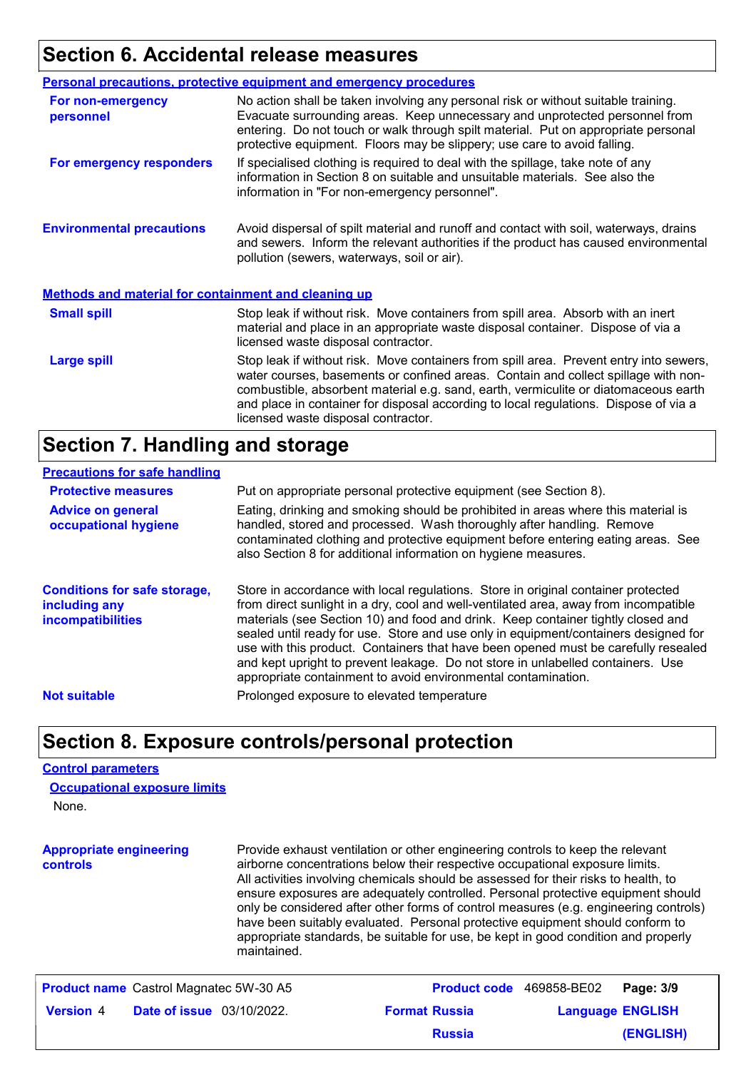## Section 6. Accidental release measures

### Personal precautions, protective equipment and emergency procedures

| | |
|---|---|
| **For non-emergency personnel** | No action shall be taken involving any personal risk or without suitable training. Evacuate surrounding areas. Keep unnecessary and unprotected personnel from entering. Do not touch or walk through spilt material. Put on appropriate personal protective equipment. Floors may be slippery; use care to avoid falling. |
| **For emergency responders** | If specialised clothing is required to deal with the spillage, take note of any information in Section 8 on suitable and unsuitable materials. See also the information in "For non-emergency personnel". |

**Environmental precautions** — Avoid dispersal of spilt material and runoff and contact with soil, waterways, drains and sewers. Inform the relevant authorities if the product has caused environmental pollution (sewers, waterways, soil or air).

### Methods and material for containment and cleaning up

| | |
|---|---|
| **Small spill** | Stop leak if without risk. Move containers from spill area. Absorb with an inert material and place in an appropriate waste disposal container. Dispose of via a licensed waste disposal contractor. |
| **Large spill** | Stop leak if without risk. Move containers from spill area. Prevent entry into sewers, water courses, basements or confined areas. Contain and collect spillage with non-combustible, absorbent material e.g. sand, earth, vermiculite or diatomaceous earth and place in container for disposal according to local regulations. Dispose of via a licensed waste disposal contractor. |

## Section 7. Handling and storage

### Precautions for safe handling

| | |
|---|---|
| **Protective measures** | Put on appropriate personal protective equipment (see Section 8). |
| **Advice on general occupational hygiene** | Eating, drinking and smoking should be prohibited in areas where this material is handled, stored and processed. Wash thoroughly after handling. Remove contaminated clothing and protective equipment before entering eating areas. See also Section 8 for additional information on hygiene measures. |

**Conditions for safe storage, including any incompatibilities** — Store in accordance with local regulations. Store in original container protected from direct sunlight in a dry, cool and well-ventilated area, away from incompatible materials (see Section 10) and food and drink. Keep container tightly closed and sealed until ready for use. Store and use only in equipment/containers designed for use with this product. Containers that have been opened must be carefully resealed and kept upright to prevent leakage. Do not store in unlabelled containers. Use appropriate containment to avoid environmental contamination.

**Not suitable** — Prolonged exposure to elevated temperature

## Section 8. Exposure controls/personal protection

### Control parameters

#### Occupational exposure limits

None.

**Appropriate engineering controls** — Provide exhaust ventilation or other engineering controls to keep the relevant airborne concentrations below their respective occupational exposure limits. All activities involving chemicals should be assessed for their risks to health, to ensure exposures are adequately controlled. Personal protective equipment should only be considered after other forms of control measures (e.g. engineering controls) have been suitably evaluated. Personal protective equipment should conform to appropriate standards, be suitable for use, be kept in good condition and properly maintained.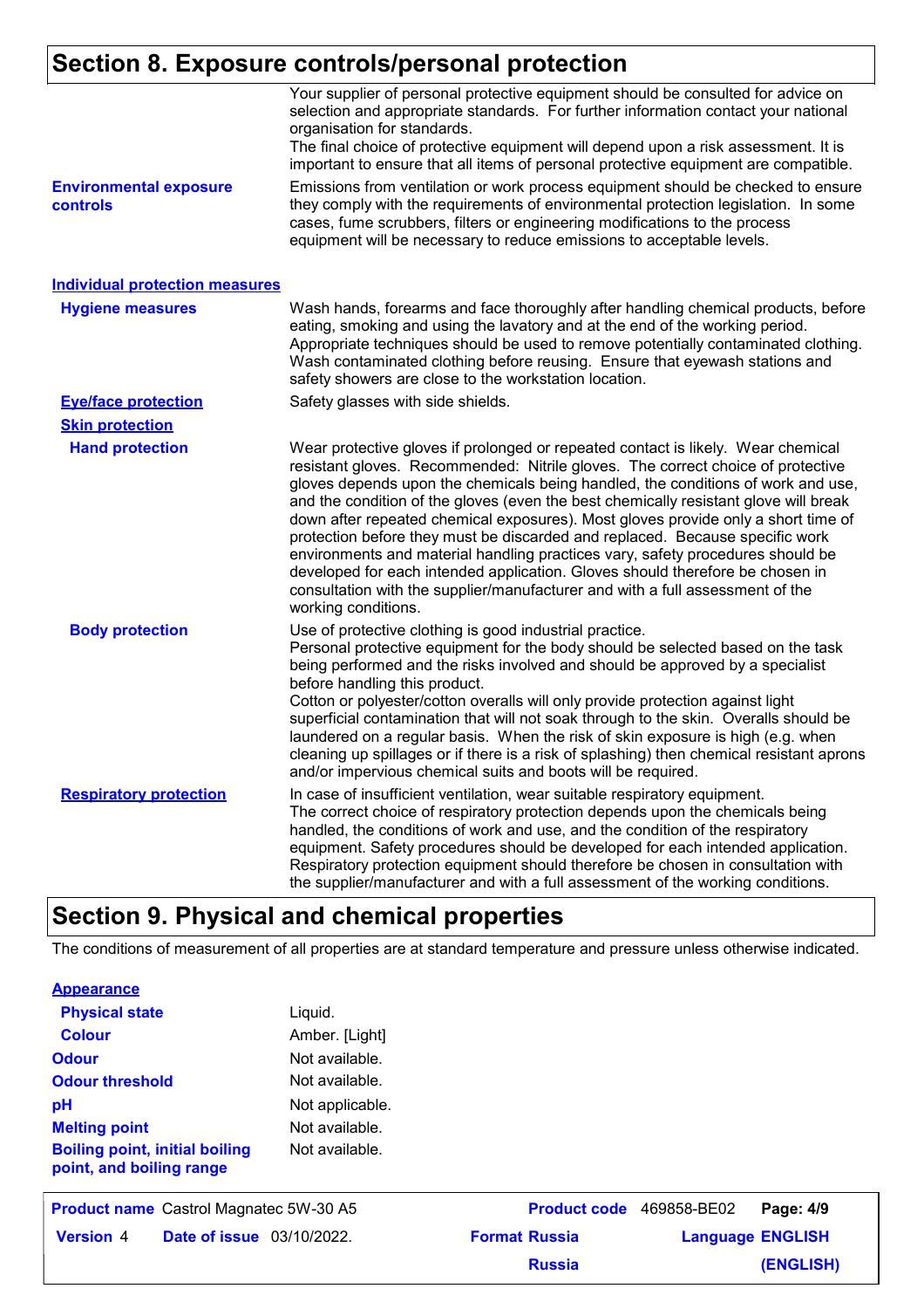## Section 8. Exposure controls/personal protection

Your supplier of personal protective equipment should be consulted for advice on selection and appropriate standards. For further information contact your national organisation for standards.
The final choice of protective equipment will depend upon a risk assessment. It is important to ensure that all items of personal protective equipment are compatible.

**Environmental exposure controls**

Emissions from ventilation or work process equipment should be checked to ensure they comply with the requirements of environmental protection legislation. In some cases, fume scrubbers, filters or engineering modifications to the process equipment will be necessary to reduce emissions to acceptable levels.

### Individual protection measures

**Hygiene measures**

Wash hands, forearms and face thoroughly after handling chemical products, before eating, smoking and using the lavatory and at the end of the working period. Appropriate techniques should be used to remove potentially contaminated clothing. Wash contaminated clothing before reusing. Ensure that eyewash stations and safety showers are close to the workstation location.

**Eye/face protection**

Safety glasses with side shields.

**Skin protection**

**Hand protection**

Wear protective gloves if prolonged or repeated contact is likely. Wear chemical resistant gloves. Recommended: Nitrile gloves. The correct choice of protective gloves depends upon the chemicals being handled, the conditions of work and use, and the condition of the gloves (even the best chemically resistant glove will break down after repeated chemical exposures). Most gloves provide only a short time of protection before they must be discarded and replaced. Because specific work environments and material handling practices vary, safety procedures should be developed for each intended application. Gloves should therefore be chosen in consultation with the supplier/manufacturer and with a full assessment of the working conditions.

**Body protection**

Use of protective clothing is good industrial practice.
Personal protective equipment for the body should be selected based on the task being performed and the risks involved and should be approved by a specialist before handling this product.
Cotton or polyester/cotton overalls will only provide protection against light superficial contamination that will not soak through to the skin. Overalls should be laundered on a regular basis. When the risk of skin exposure is high (e.g. when cleaning up spillages or if there is a risk of splashing) then chemical resistant aprons and/or impervious chemical suits and boots will be required.

**Respiratory protection**

In case of insufficient ventilation, wear suitable respiratory equipment.
The correct choice of respiratory protection depends upon the chemicals being handled, the conditions of work and use, and the condition of the respiratory equipment. Safety procedures should be developed for each intended application. Respiratory protection equipment should therefore be chosen in consultation with the supplier/manufacturer and with a full assessment of the working conditions.

## Section 9. Physical and chemical properties

The conditions of measurement of all properties are at standard temperature and pressure unless otherwise indicated.

**Appearance**

| | |
|---|---|
| **Physical state** | Liquid. |
| **Colour** | Amber. [Light] |
| **Odour** | Not available. |
| **Odour threshold** | Not available. |
| **pH** | Not applicable. |
| **Melting point** | Not available. |
| **Boiling point, initial boiling point, and boiling range** | Not available. |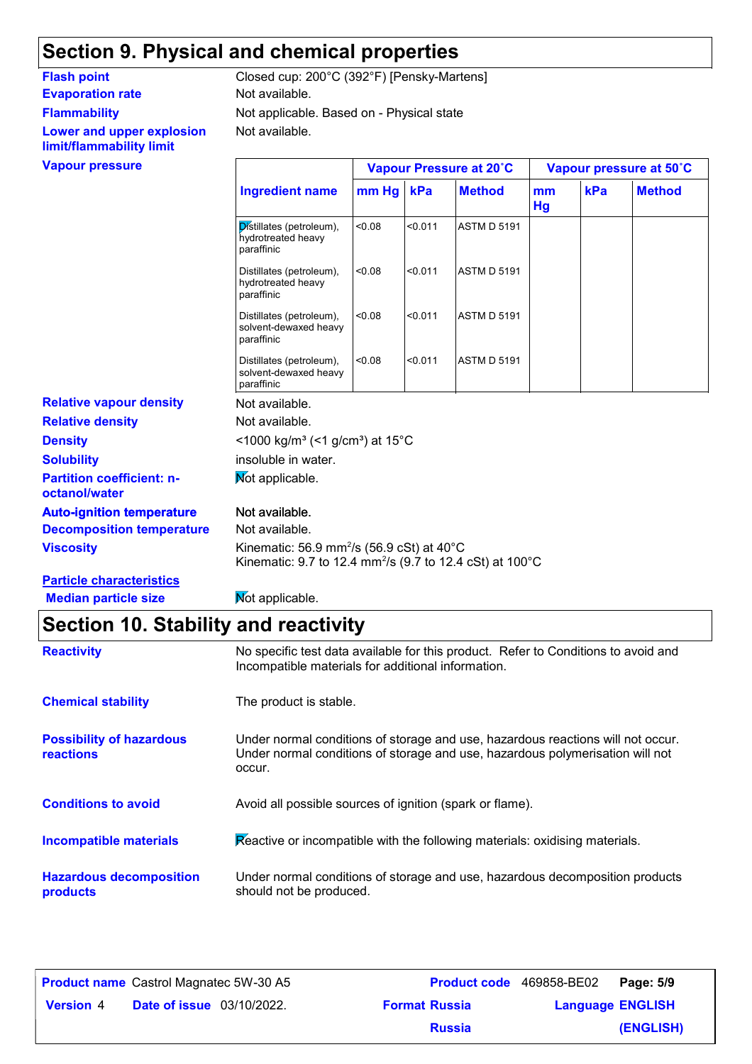## Section 9. Physical and chemical properties

**Flash point** Closed cup: 200°C (392°F) [Pensky-Martens]

**Evaporation rate** Not available.

**Flammability** Not applicable. Based on - Physical state

**Lower and upper explosion limit/flammability limit** Not available.

**Vapour pressure**

| Ingredient name | Vapour Pressure at 20˚C | | | Vapour pressure at 50˚C | | |
|---|---|---|---|---|---|---|
| | mm Hg | kPa | Method | mm Hg | kPa | Method |
| Distillates (petroleum), hydrotreated heavy paraffinic | <0.08 | <0.011 | ASTM D 5191 | | | |
| Distillates (petroleum), hydrotreated heavy paraffinic | <0.08 | <0.011 | ASTM D 5191 | | | |
| Distillates (petroleum), solvent-dewaxed heavy paraffinic | <0.08 | <0.011 | ASTM D 5191 | | | |
| Distillates (petroleum), solvent-dewaxed heavy paraffinic | <0.08 | <0.011 | ASTM D 5191 | | | |

**Relative vapour density** Not available.

**Relative density** Not available.

**Density** <1000 kg/m³ (<1 g/cm³) at 15°C

**Solubility** insoluble in water.

**Partition coefficient: n-octanol/water** Not applicable.

**Auto-ignition temperature** Not available.

**Decomposition temperature** Not available.

**Viscosity** Kinematic: 56.9 $mm^2/s$ (56.9 cSt) at 40°C
Kinematic: 9.7 to 12.4 $mm^2/s$ (9.7 to 12.4 cSt) at 100°C

**Particle characteristics**

**Median particle size** Not applicable.

## Section 10. Stability and reactivity

**Reactivity** No specific test data available for this product. Refer to Conditions to avoid and Incompatible materials for additional information.

**Chemical stability** The product is stable.

**Possibility of hazardous reactions** Under normal conditions of storage and use, hazardous reactions will not occur. Under normal conditions of storage and use, hazardous polymerisation will not occur.

**Conditions to avoid** Avoid all possible sources of ignition (spark or flame).

**Incompatible materials** Reactive or incompatible with the following materials: oxidising materials.

**Hazardous decomposition products** Under normal conditions of storage and use, hazardous decomposition products should not be produced.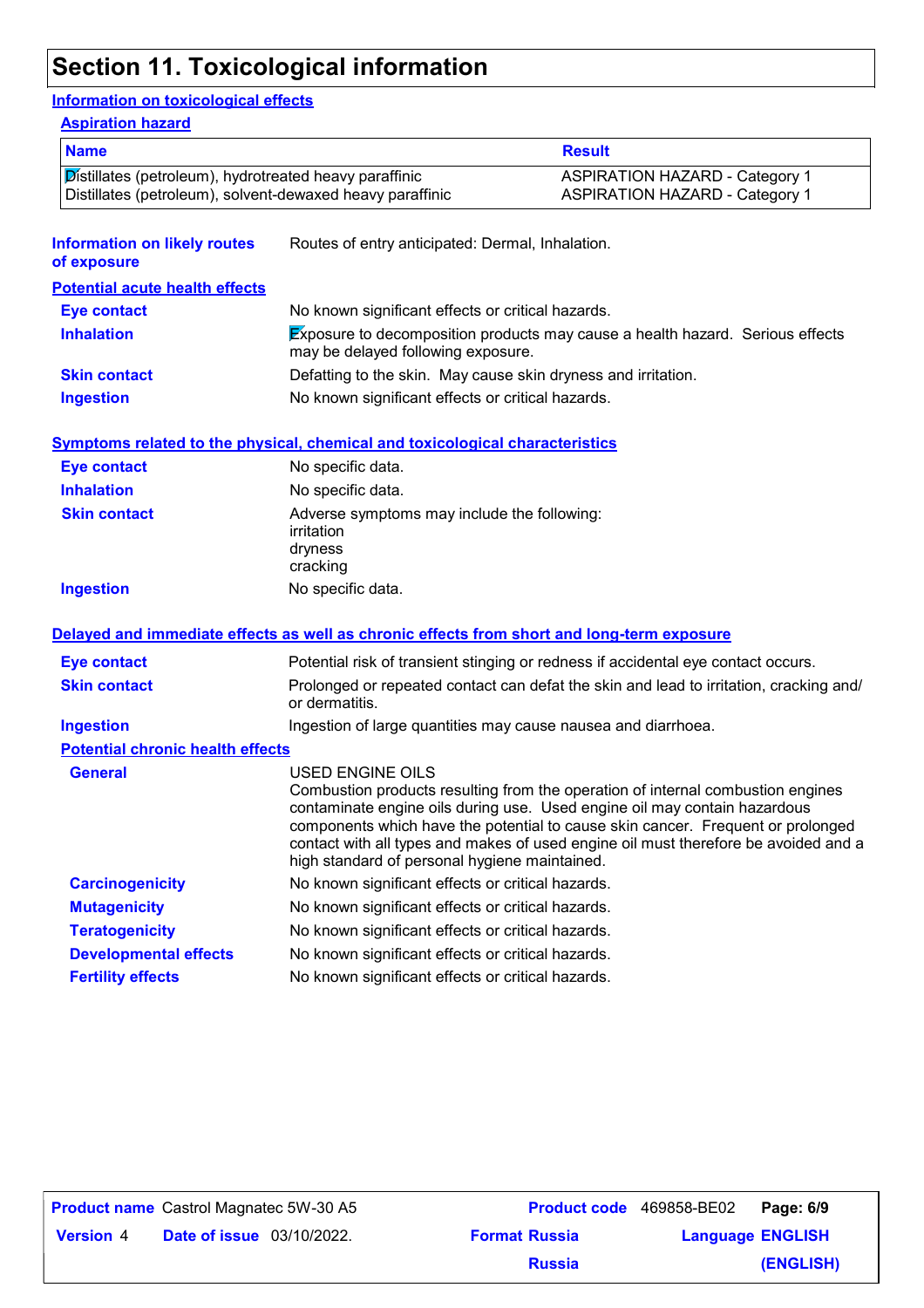# Section 11. Toxicological information

## Information on toxicological effects

### Aspiration hazard

| Name | Result |
|---|---|
| Distillates (petroleum), hydrotreated heavy paraffinic | ASPIRATION HAZARD - Category 1 |
| Distillates (petroleum), solvent-dewaxed heavy paraffinic | ASPIRATION HAZARD - Category 1 |

**Information on likely routes of exposure** Routes of entry anticipated: Dermal, Inhalation.

### Potential acute health effects

**Eye contact** No known significant effects or critical hazards.

**Inhalation** Exposure to decomposition products may cause a health hazard. Serious effects may be delayed following exposure.

**Skin contact** Defatting to the skin. May cause skin dryness and irritation.

**Ingestion** No known significant effects or critical hazards.

### Symptoms related to the physical, chemical and toxicological characteristics

**Eye contact** No specific data.

**Inhalation** No specific data.

**Skin contact** Adverse symptoms may include the following:
irritation
dryness
cracking

**Ingestion** No specific data.

### Delayed and immediate effects as well as chronic effects from short and long-term exposure

**Eye contact** Potential risk of transient stinging or redness if accidental eye contact occurs.

**Skin contact** Prolonged or repeated contact can defat the skin and lead to irritation, cracking and/or dermatitis.

**Ingestion** Ingestion of large quantities may cause nausea and diarrhoea.

### Potential chronic health effects

**General** USED ENGINE OILS
Combustion products resulting from the operation of internal combustion engines contaminate engine oils during use. Used engine oil may contain hazardous components which have the potential to cause skin cancer. Frequent or prolonged contact with all types and makes of used engine oil must therefore be avoided and a high standard of personal hygiene maintained.

**Carcinogenicity** No known significant effects or critical hazards.

**Mutagenicity** No known significant effects or critical hazards.

**Teratogenicity** No known significant effects or critical hazards.

**Developmental effects** No known significant effects or critical hazards.

**Fertility effects** No known significant effects or critical hazards.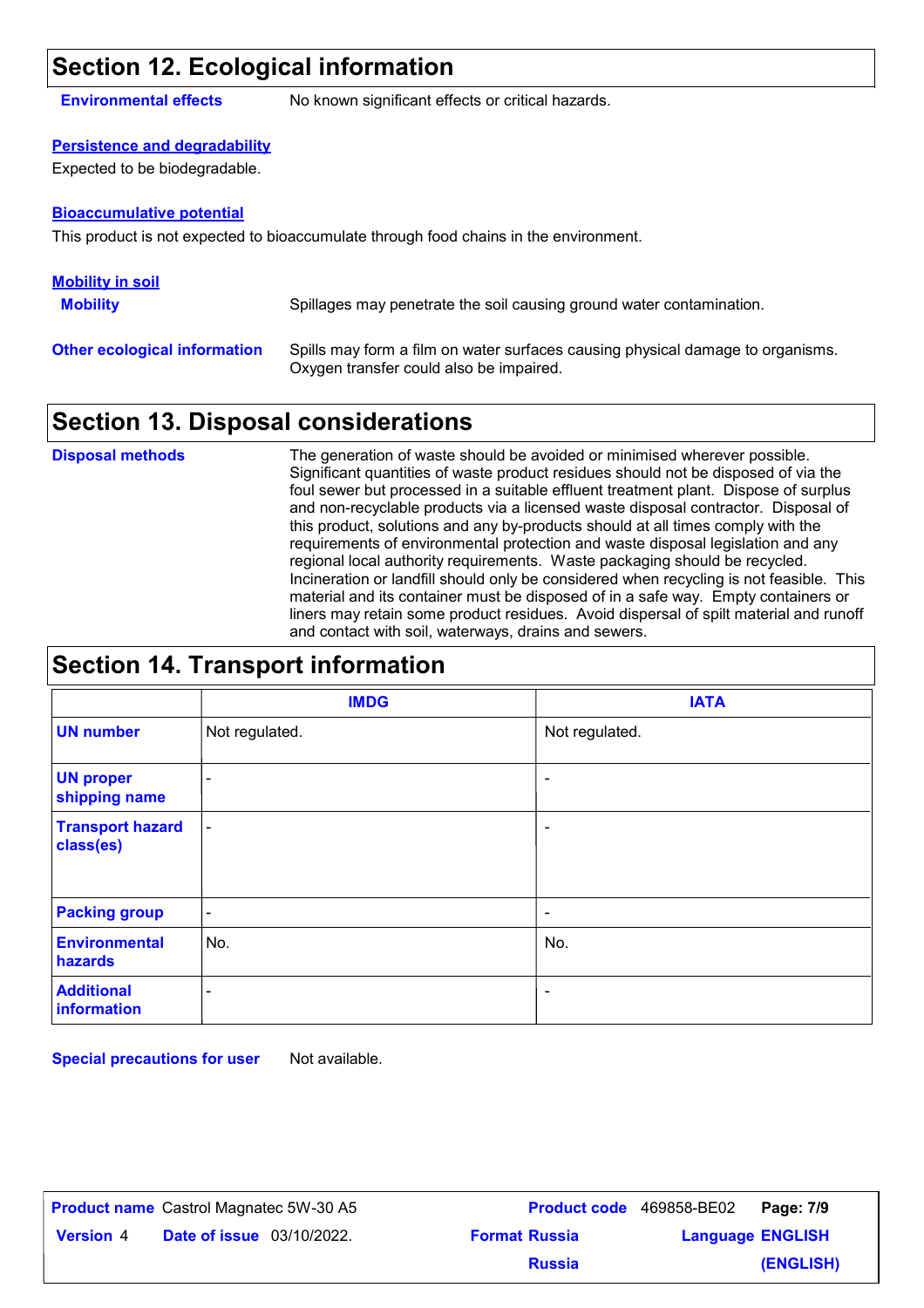## Section 12. Ecological information

**Environmental effects** No known significant effects or critical hazards.

**Persistence and degradability**

Expected to be biodegradable.

**Bioaccumulative potential**

This product is not expected to bioaccumulate through food chains in the environment.

**Mobility in soil**

**Mobility** Spillages may penetrate the soil causing ground water contamination.

**Other ecological information** Spills may form a film on water surfaces causing physical damage to organisms. Oxygen transfer could also be impaired.

## Section 13. Disposal considerations

**Disposal methods** The generation of waste should be avoided or minimised wherever possible. Significant quantities of waste product residues should not be disposed of via the foul sewer but processed in a suitable effluent treatment plant. Dispose of surplus and non-recyclable products via a licensed waste disposal contractor. Disposal of this product, solutions and any by-products should at all times comply with the requirements of environmental protection and waste disposal legislation and any regional local authority requirements. Waste packaging should be recycled. Incineration or landfill should only be considered when recycling is not feasible. This material and its container must be disposed of in a safe way. Empty containers or liners may retain some product residues. Avoid dispersal of spilt material and runoff and contact with soil, waterways, drains and sewers.

## Section 14. Transport information

| | IMDG | IATA |
|---|---|---|
| **UN number** | Not regulated. | Not regulated. |
| **UN proper shipping name** | - | - |
| **Transport hazard class(es)** | - | - |
| **Packing group** | - | - |
| **Environmental hazards** | No. | No. |
| **Additional information** | - | - |

**Special precautions for user** Not available.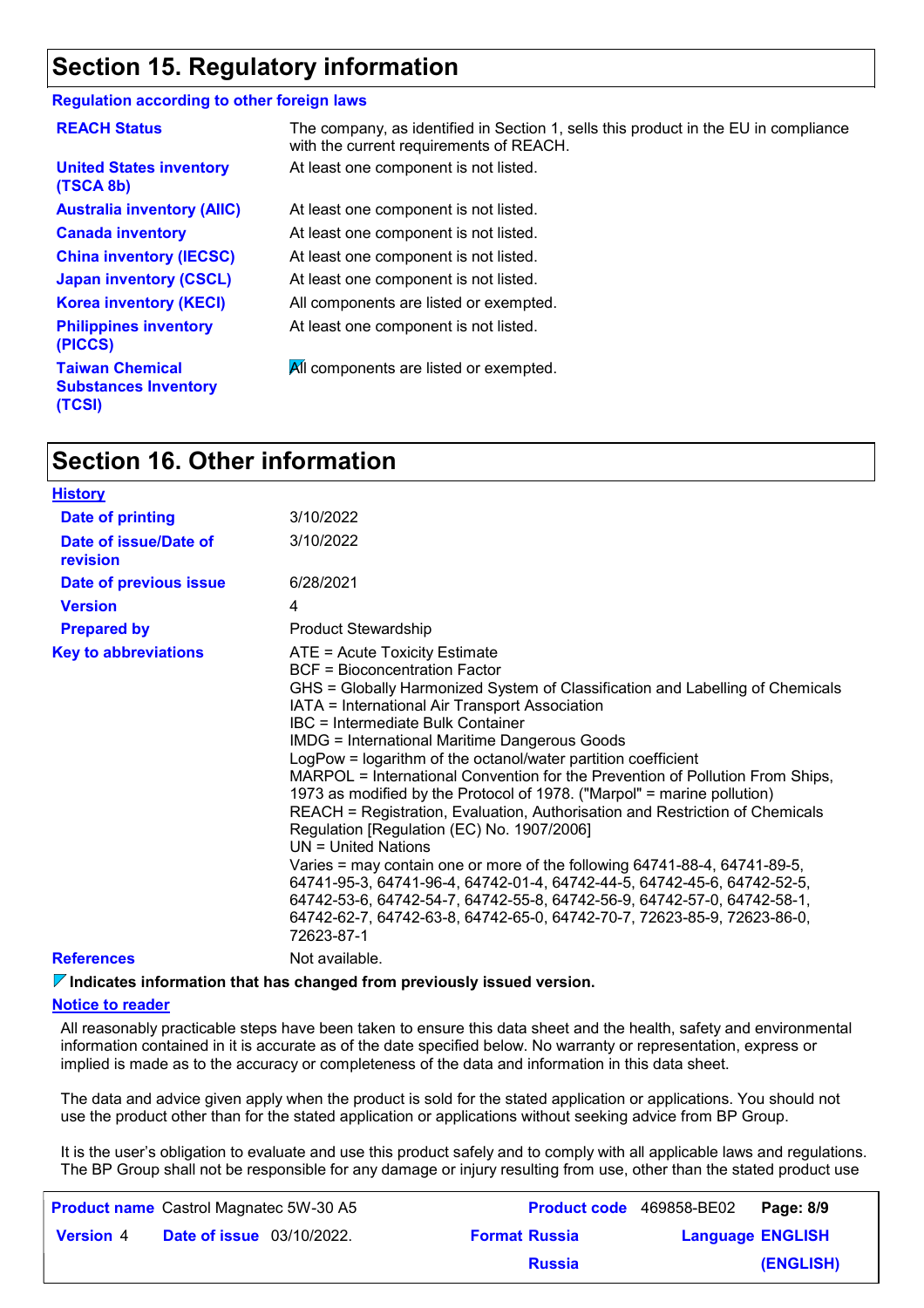## Section 15. Regulatory information

**Regulation according to other foreign laws**

| | |
|---|---|
| **REACH Status** | The company, as identified in Section 1, sells this product in the EU in compliance with the current requirements of REACH. |
| **United States inventory (TSCA 8b)** | At least one component is not listed. |
| **Australia inventory (AIIC)** | At least one component is not listed. |
| **Canada inventory** | At least one component is not listed. |
| **China inventory (IECSC)** | At least one component is not listed. |
| **Japan inventory (CSCL)** | At least one component is not listed. |
| **Korea inventory (KECI)** | All components are listed or exempted. |
| **Philippines inventory (PICCS)** | At least one component is not listed. |
| **Taiwan Chemical Substances Inventory (TCSI)** | All components are listed or exempted. |

## Section 16. Other information

**History**

| | |
|---|---|
| **Date of printing** | 3/10/2022 |
| **Date of issue/Date of revision** | 3/10/2022 |
| **Date of previous issue** | 6/28/2021 |
| **Version** | 4 |
| **Prepared by** | Product Stewardship |

**Key to abbreviations**

ATE = Acute Toxicity Estimate
BCF = Bioconcentration Factor
GHS = Globally Harmonized System of Classification and Labelling of Chemicals
IATA = International Air Transport Association
IBC = Intermediate Bulk Container
IMDG = International Maritime Dangerous Goods
LogPow = logarithm of the octanol/water partition coefficient
MARPOL = International Convention for the Prevention of Pollution From Ships, 1973 as modified by the Protocol of 1978. ("Marpol" = marine pollution)
REACH = Registration, Evaluation, Authorisation and Restriction of Chemicals Regulation [Regulation (EC) No. 1907/2006]
UN = United Nations
Varies = may contain one or more of the following 64741-88-4, 64741-89-5, 64741-95-3, 64741-96-4, 64742-01-4, 64742-44-5, 64742-45-6, 64742-52-5, 64742-53-6, 64742-54-7, 64742-55-8, 64742-56-9, 64742-57-0, 64742-58-1, 64742-62-7, 64742-63-8, 64742-65-0, 64742-70-7, 72623-85-9, 72623-86-0, 72623-87-1

**References** Not available.

**Indicates information that has changed from previously issued version.**

**Notice to reader**

All reasonably practicable steps have been taken to ensure this data sheet and the health, safety and environmental information contained in it is accurate as of the date specified below. No warranty or representation, express or implied is made as to the accuracy or completeness of the data and information in this data sheet.

The data and advice given apply when the product is sold for the stated application or applications. You should not use the product other than for the stated application or applications without seeking advice from BP Group.

It is the user's obligation to evaluate and use this product safely and to comply with all applicable laws and regulations. The BP Group shall not be responsible for any damage or injury resulting from use, other than the stated product use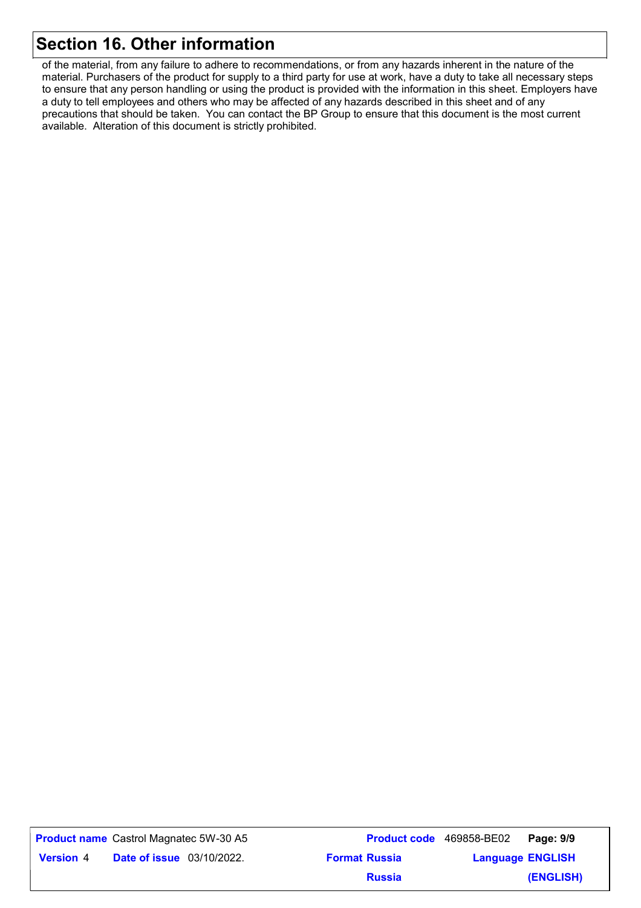## Section 16. Other information

of the material, from any failure to adhere to recommendations, or from any hazards inherent in the nature of the material. Purchasers of the product for supply to a third party for use at work, have a duty to take all necessary steps to ensure that any person handling or using the product is provided with the information in this sheet. Employers have a duty to tell employees and others who may be affected of any hazards described in this sheet and of any precautions that should be taken. You can contact the BP Group to ensure that this document is the most current available. Alteration of this document is strictly prohibited.